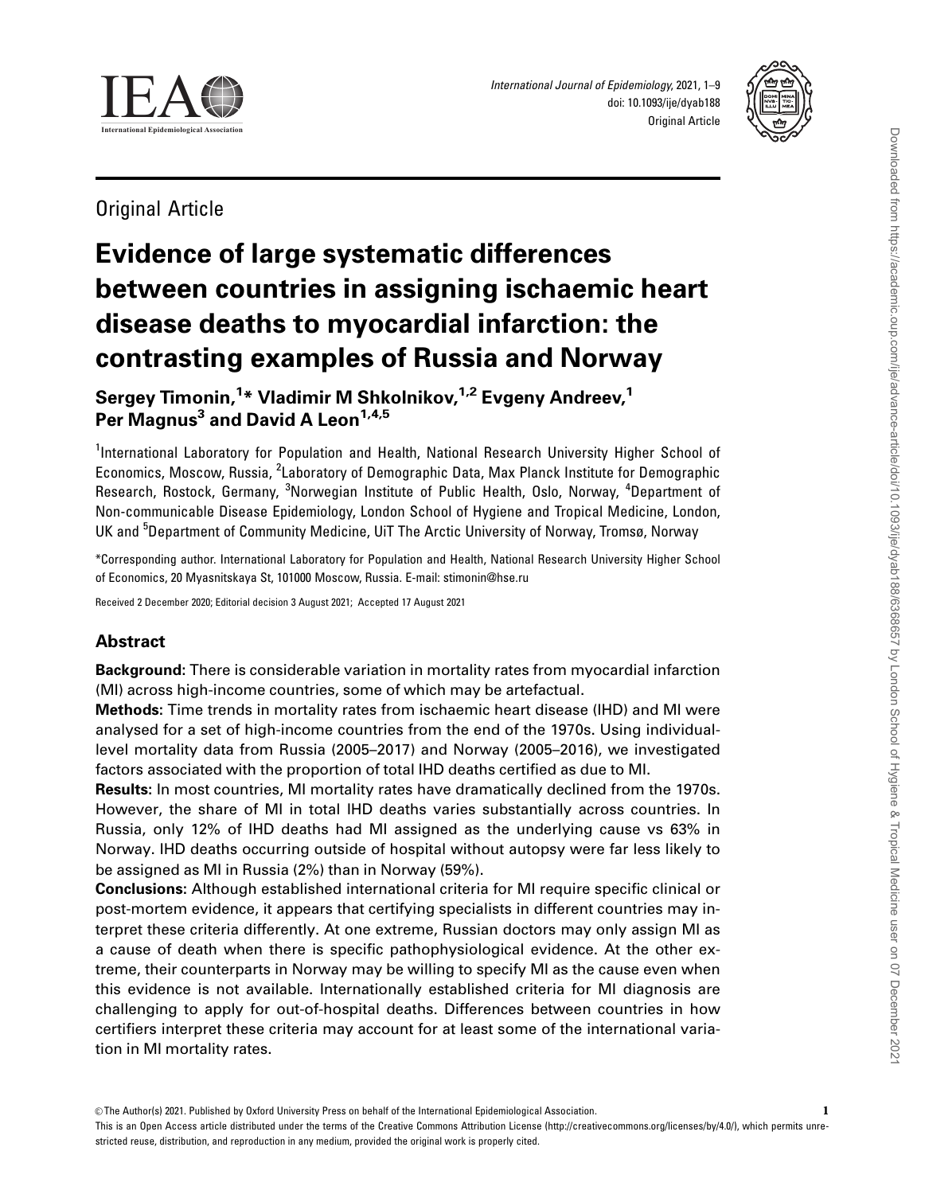Original Article

# Evidence of large systematic differences between countries in assigning ischaemic heart disease deaths to myocardial infarction: the contrasting examples of Russia and Norway

**Sergey Timonin,[1]* Vladimir M Shkolnikov,[1,2] Evgeny Andreev,[1] Per Magnus[3] and David A Leon[1,4,5]**

[1]International Laboratory for Population and Health, National Research University Higher School of Economics, Moscow, Russia, [2]Laboratory of Demographic Data, Max Planck Institute for Demographic Research, Rostock, Germany, [3]Norwegian Institute of Public Health, Oslo, Norway, [4]Department of Non-communicable Disease Epidemiology, London School of Hygiene and Tropical Medicine, London, UK and [5]Department of Community Medicine, UiT The Arctic University of Norway, Tromsø, Norway

*Corresponding author. International Laboratory for Population and Health, National Research University Higher School of Economics, 20 Myasnitskaya St, 101000 Moscow, Russia. E-mail: stimonin@hse.ru

Received 2 December 2020; Editorial decision 3 August 2021; Accepted 17 August 2021

## Abstract

**Background:** There is considerable variation in mortality rates from myocardial infarction (MI) across high-income countries, some of which may be artefactual.

**Methods:** Time trends in mortality rates from ischaemic heart disease (IHD) and MI were analysed for a set of high-income countries from the end of the 1970s. Using individual-level mortality data from Russia (2005–2017) and Norway (2005–2016), we investigated factors associated with the proportion of total IHD deaths certified as due to MI.

**Results:** In most countries, MI mortality rates have dramatically declined from the 1970s. However, the share of MI in total IHD deaths varies substantially across countries. In Russia, only 12% of IHD deaths had MI assigned as the underlying cause vs 63% in Norway. IHD deaths occurring outside of hospital without autopsy were far less likely to be assigned as MI in Russia (2%) than in Norway (59%).

**Conclusions:** Although established international criteria for MI require specific clinical or post-mortem evidence, it appears that certifying specialists in different countries may interpret these criteria differently. At one extreme, Russian doctors may only assign MI as a cause of death when there is specific pathophysiological evidence. At the other extreme, their counterparts in Norway may be willing to specify MI as the cause even when this evidence is not available. Internationally established criteria for MI diagnosis are challenging to apply for out-of-hospital deaths. Differences between countries in how certifiers interpret these criteria may account for at least some of the international variation in MI mortality rates.

© The Author(s) 2021. Published by Oxford University Press on behalf of the International Epidemiological Association.
This is an Open Access article distributed under the terms of the Creative Commons Attribution License (http://creativecommons.org/licenses/by/4.0/), which permits unrestricted reuse, distribution, and reproduction in any medium, provided the original work is properly cited.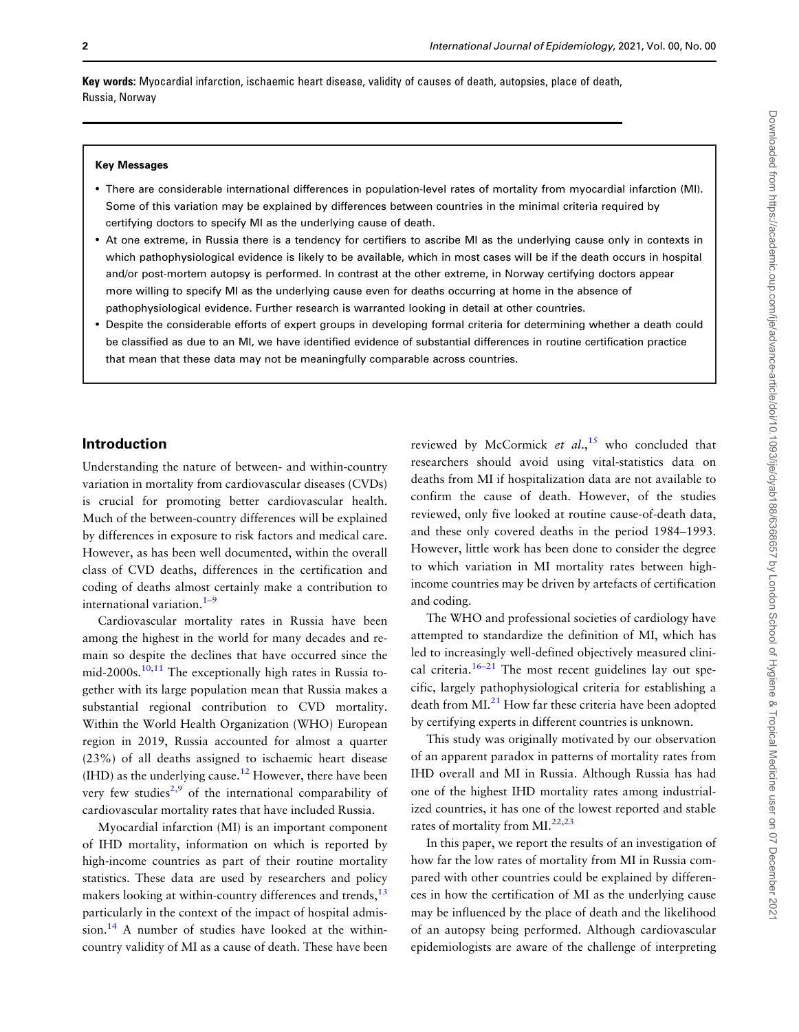**Key words:** Myocardial infarction, ischaemic heart disease, validity of causes of death, autopsies, place of death, Russia, Norway

**Key Messages**

- There are considerable international differences in population-level rates of mortality from myocardial infarction (MI). Some of this variation may be explained by differences between countries in the minimal criteria required by certifying doctors to specify MI as the underlying cause of death.
- At one extreme, in Russia there is a tendency for certifiers to ascribe MI as the underlying cause only in contexts in which pathophysiological evidence is likely to be available, which in most cases will be if the death occurs in hospital and/or post-mortem autopsy is performed. In contrast at the other extreme, in Norway certifying doctors appear more willing to specify MI as the underlying cause even for deaths occurring at home in the absence of pathophysiological evidence. Further research is warranted looking in detail at other countries.
- Despite the considerable efforts of expert groups in developing formal criteria for determining whether a death could be classified as due to an MI, we have identified evidence of substantial differences in routine certification practice that mean that these data may not be meaningfully comparable across countries.

## Introduction

Understanding the nature of between- and within-country variation in mortality from cardiovascular diseases (CVDs) is crucial for promoting better cardiovascular health. Much of the between-country differences will be explained by differences in exposure to risk factors and medical care. However, as has been well documented, within the overall class of CVD deaths, differences in the certification and coding of deaths almost certainly make a contribution to international variation.[1–9]

Cardiovascular mortality rates in Russia have been among the highest in the world for many decades and remain so despite the declines that have occurred since the mid-2000s.[10,11] The exceptionally high rates in Russia together with its large population mean that Russia makes a substantial regional contribution to CVD mortality. Within the World Health Organization (WHO) European region in 2019, Russia accounted for almost a quarter (23%) of all deaths assigned to ischaemic heart disease (IHD) as the underlying cause.[12] However, there have been very few studies[2,9] of the international comparability of cardiovascular mortality rates that have included Russia.

Myocardial infarction (MI) is an important component of IHD mortality, information on which is reported by high-income countries as part of their routine mortality statistics. These data are used by researchers and policy makers looking at within-country differences and trends,[13] particularly in the context of the impact of hospital admission.[14] A number of studies have looked at the within-country validity of MI as a cause of death. These have been reviewed by McCormick *et al.*,[15] who concluded that researchers should avoid using vital-statistics data on deaths from MI if hospitalization data are not available to confirm the cause of death. However, of the studies reviewed, only five looked at routine cause-of-death data, and these only covered deaths in the period 1984–1993. However, little work has been done to consider the degree to which variation in MI mortality rates between high-income countries may be driven by artefacts of certification and coding.

The WHO and professional societies of cardiology have attempted to standardize the definition of MI, which has led to increasingly well-defined objectively measured clinical criteria.[16–21] The most recent guidelines lay out specific, largely pathophysiological criteria for establishing a death from MI.[21] How far these criteria have been adopted by certifying experts in different countries is unknown.

This study was originally motivated by our observation of an apparent paradox in patterns of mortality rates from IHD overall and MI in Russia. Although Russia has had one of the highest IHD mortality rates among industrialized countries, it has one of the lowest reported and stable rates of mortality from MI.[22,23]

In this paper, we report the results of an investigation of how far the low rates of mortality from MI in Russia compared with other countries could be explained by differences in how the certification of MI as the underlying cause may be influenced by the place of death and the likelihood of an autopsy being performed. Although cardiovascular epidemiologists are aware of the challenge of interpreting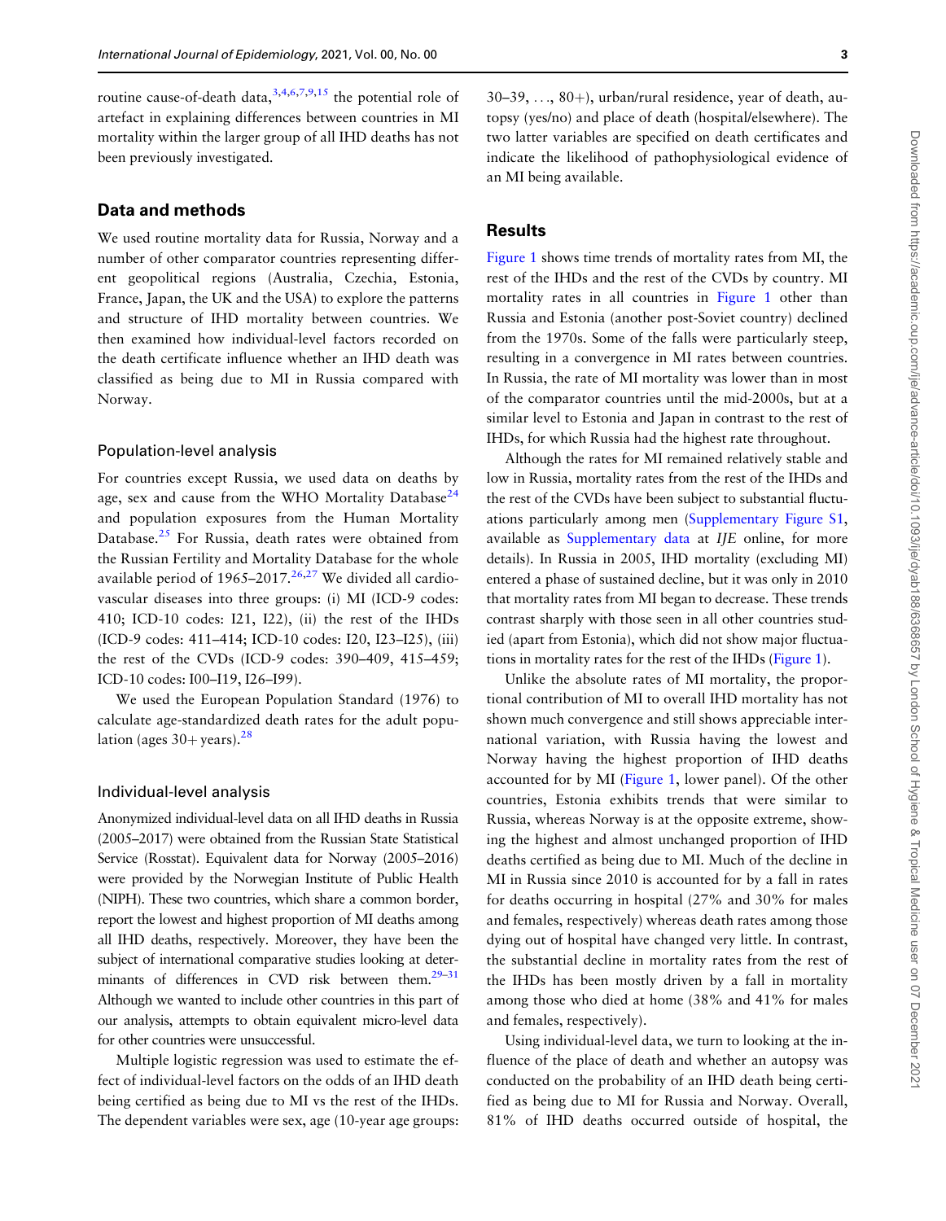routine cause-of-death data,[3,4,6,7,9,15] the potential role of artefact in explaining differences between countries in MI mortality within the larger group of all IHD deaths has not been previously investigated.

## Data and methods

We used routine mortality data for Russia, Norway and a number of other comparator countries representing different geopolitical regions (Australia, Czechia, Estonia, France, Japan, the UK and the USA) to explore the patterns and structure of IHD mortality between countries. We then examined how individual-level factors recorded on the death certificate influence whether an IHD death was classified as being due to MI in Russia compared with Norway.

### Population-level analysis

For countries except Russia, we used data on deaths by age, sex and cause from the WHO Mortality Database[24] and population exposures from the Human Mortality Database.[25] For Russia, death rates were obtained from the Russian Fertility and Mortality Database for the whole available period of 1965–2017.[26,27] We divided all cardiovascular diseases into three groups: (i) MI (ICD-9 codes: 410; ICD-10 codes: I21, I22), (ii) the rest of the IHDs (ICD-9 codes: 411–414; ICD-10 codes: I20, I23–I25), (iii) the rest of the CVDs (ICD-9 codes: 390–409, 415–459; ICD-10 codes: I00–I19, I26–I99).

We used the European Population Standard (1976) to calculate age-standardized death rates for the adult population (ages 30+ years).[28]

### Individual-level analysis

Anonymized individual-level data on all IHD deaths in Russia (2005–2017) were obtained from the Russian State Statistical Service (Rosstat). Equivalent data for Norway (2005–2016) were provided by the Norwegian Institute of Public Health (NIPH). These two countries, which share a common border, report the lowest and highest proportion of MI deaths among all IHD deaths, respectively. Moreover, they have been the subject of international comparative studies looking at determinants of differences in CVD risk between them.[29–31] Although we wanted to include other countries in this part of our analysis, attempts to obtain equivalent micro-level data for other countries were unsuccessful.

Multiple logistic regression was used to estimate the effect of individual-level factors on the odds of an IHD death being certified as being due to MI vs the rest of the IHDs. The dependent variables were sex, age (10-year age groups: 30–39, ..., 80+), urban/rural residence, year of death, autopsy (yes/no) and place of death (hospital/elsewhere). The two latter variables are specified on death certificates and indicate the likelihood of pathophysiological evidence of an MI being available.

## Results

Figure 1 shows time trends of mortality rates from MI, the rest of the IHDs and the rest of the CVDs by country. MI mortality rates in all countries in Figure 1 other than Russia and Estonia (another post-Soviet country) declined from the 1970s. Some of the falls were particularly steep, resulting in a convergence in MI rates between countries. In Russia, the rate of MI mortality was lower than in most of the comparator countries until the mid-2000s, but at a similar level to Estonia and Japan in contrast to the rest of IHDs, for which Russia had the highest rate throughout.

Although the rates for MI remained relatively stable and low in Russia, mortality rates from the rest of the IHDs and the rest of the CVDs have been subject to substantial fluctuations particularly among men (Supplementary Figure S1, available as Supplementary data at *IJE* online, for more details). In Russia in 2005, IHD mortality (excluding MI) entered a phase of sustained decline, but it was only in 2010 that mortality rates from MI began to decrease. These trends contrast sharply with those seen in all other countries studied (apart from Estonia), which did not show major fluctuations in mortality rates for the rest of the IHDs (Figure 1).

Unlike the absolute rates of MI mortality, the proportional contribution of MI to overall IHD mortality has not shown much convergence and still shows appreciable international variation, with Russia having the lowest and Norway having the highest proportion of IHD deaths accounted for by MI (Figure 1, lower panel). Of the other countries, Estonia exhibits trends that were similar to Russia, whereas Norway is at the opposite extreme, showing the highest and almost unchanged proportion of IHD deaths certified as being due to MI. Much of the decline in MI in Russia since 2010 is accounted for by a fall in rates for deaths occurring in hospital (27% and 30% for males and females, respectively) whereas death rates among those dying out of hospital have changed very little. In contrast, the substantial decline in mortality rates from the rest of the IHDs has been mostly driven by a fall in mortality among those who died at home (38% and 41% for males and females, respectively).

Using individual-level data, we turn to looking at the influence of the place of death and whether an autopsy was conducted on the probability of an IHD death being certified as being due to MI for Russia and Norway. Overall, 81% of IHD deaths occurred outside of hospital, the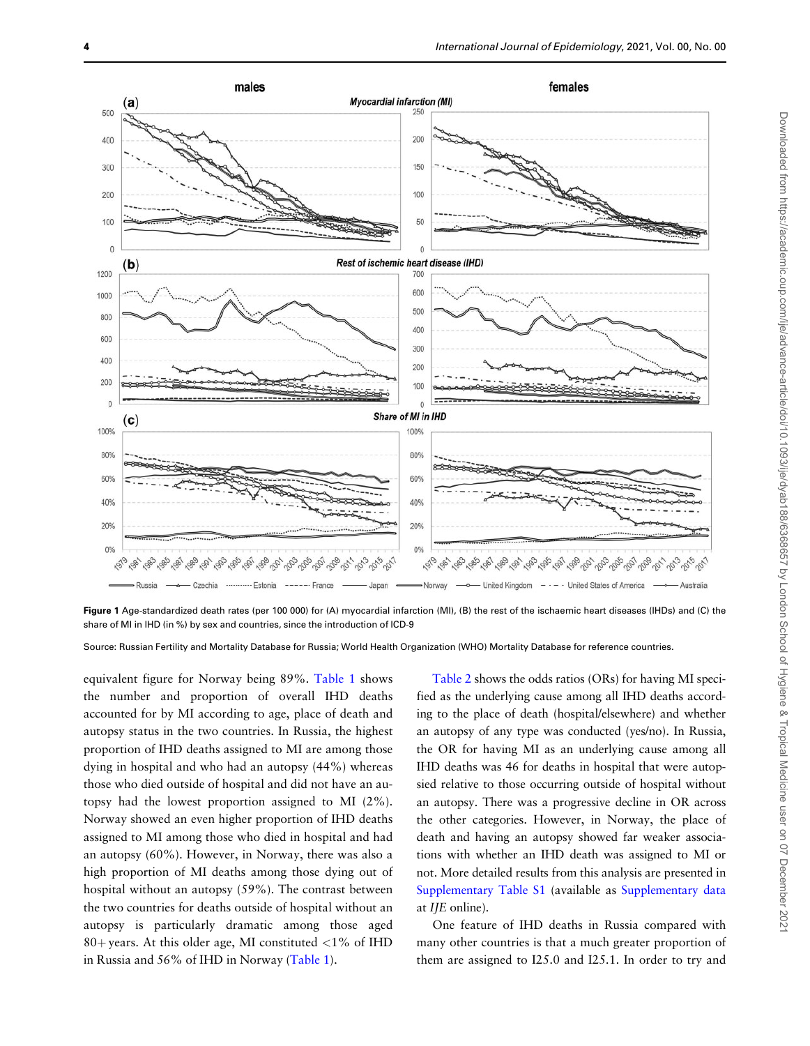**Figure 1** Age-standardized death rates (per 100 000) for (A) myocardial infarction (MI), (B) the rest of the ischaemic heart diseases (IHDs) and (C) the share of MI in IHD (in %) by sex and countries, since the introduction of ICD-9

Source: Russian Fertility and Mortality Database for Russia; World Health Organization (WHO) Mortality Database for reference countries.

equivalent figure for Norway being 89%. Table 1 shows the number and proportion of overall IHD deaths accounted for by MI according to age, place of death and autopsy status in the two countries. In Russia, the highest proportion of IHD deaths assigned to MI are among those dying in hospital and who had an autopsy (44%) whereas those who died outside of hospital and did not have an autopsy had the lowest proportion assigned to MI (2%). Norway showed an even higher proportion of IHD deaths assigned to MI among those who died in hospital and had an autopsy (60%). However, in Norway, there was also a high proportion of MI deaths among those dying out of hospital without an autopsy (59%). The contrast between the two countries for deaths outside of hospital without an autopsy is particularly dramatic among those aged 80+ years. At this older age, MI constituted <1% of IHD in Russia and 56% of IHD in Norway (Table 1).

Table 2 shows the odds ratios (ORs) for having MI specified as the underlying cause among all IHD deaths according to the place of death (hospital/elsewhere) and whether an autopsy of any type was conducted (yes/no). In Russia, the OR for having MI as an underlying cause among all IHD deaths was 46 for deaths in hospital that were autopsied relative to those occurring outside of hospital without an autopsy. There was a progressive decline in OR across the other categories. However, in Norway, the place of death and having an autopsy showed far weaker associations with whether an IHD death was assigned to MI or not. More detailed results from this analysis are presented in Supplementary Table S1 (available as Supplementary data at *IJE* online).

One feature of IHD deaths in Russia compared with many other countries is that a much greater proportion of them are assigned to I25.0 and I25.1. In order to try and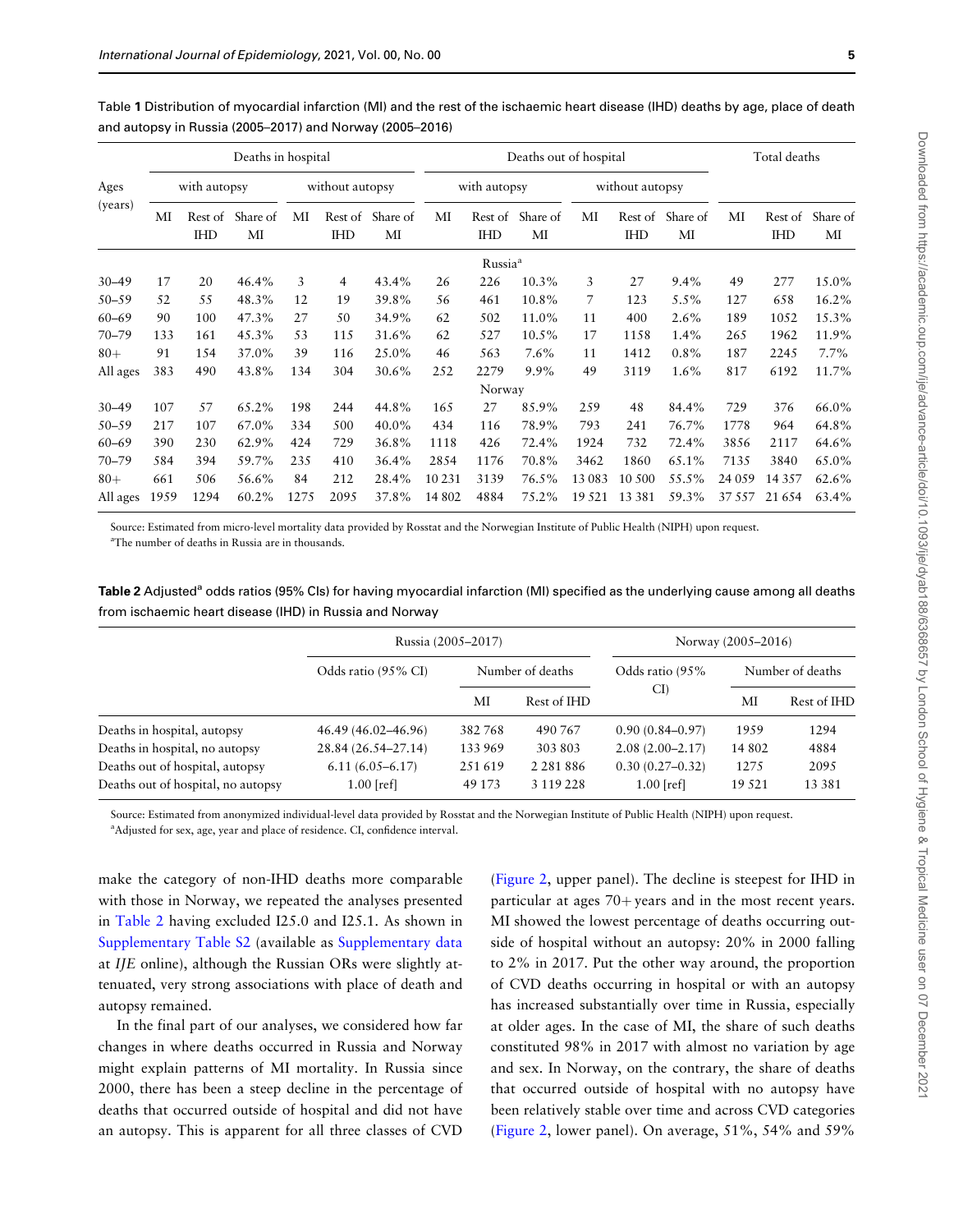Table 1 Distribution of myocardial infarction (MI) and the rest of the ischaemic heart disease (IHD) deaths by age, place of death and autopsy in Russia (2005–2017) and Norway (2005–2016)

| Ages (years) | Deaths in hospital | | | | | | Deaths out of hospital | | | | | | Total deaths | | |
|---|---|---|---|---|---|---|---|---|---|---|---|---|---|---|---|
| | with autopsy | | | without autopsy | | | with autopsy | | | without autopsy | | | | | |
| | MI | Rest of IHD | Share of MI | MI | Rest of IHD | Share of MI | MI | Rest of IHD | Share of MI | MI | Rest of IHD | Share of MI | MI | Rest of IHD | Share of MI |
| | | | | | | | Russia[a] | | | | | | | | |
| 30–49 | 17 | 20 | 46.4% | 3 | 4 | 43.4% | 26 | 226 | 10.3% | 3 | 27 | 9.4% | 49 | 277 | 15.0% |
| 50–59 | 52 | 55 | 48.3% | 12 | 19 | 39.8% | 56 | 461 | 10.8% | 7 | 123 | 5.5% | 127 | 658 | 16.2% |
| 60–69 | 90 | 100 | 47.3% | 27 | 50 | 34.9% | 62 | 502 | 11.0% | 11 | 400 | 2.6% | 189 | 1052 | 15.3% |
| 70–79 | 133 | 161 | 45.3% | 53 | 115 | 31.6% | 62 | 527 | 10.5% | 17 | 1158 | 1.4% | 265 | 1962 | 11.9% |
| 80+ | 91 | 154 | 37.0% | 39 | 116 | 25.0% | 46 | 563 | 7.6% | 11 | 1412 | 0.8% | 187 | 2245 | 7.7% |
| All ages | 383 | 490 | 43.8% | 134 | 304 | 30.6% | 252 | 2279 | 9.9% | 49 | 3119 | 1.6% | 817 | 6192 | 11.7% |
| | | | | | | | Norway | | | | | | | | |
| 30–49 | 107 | 57 | 65.2% | 198 | 244 | 44.8% | 165 | 27 | 85.9% | 259 | 48 | 84.4% | 729 | 376 | 66.0% |
| 50–59 | 217 | 107 | 67.0% | 334 | 500 | 40.0% | 434 | 116 | 78.9% | 793 | 241 | 76.7% | 1778 | 964 | 64.8% |
| 60–69 | 390 | 230 | 62.9% | 424 | 729 | 36.8% | 1118 | 426 | 72.4% | 1924 | 732 | 72.4% | 3856 | 2117 | 64.6% |
| 70–79 | 584 | 394 | 59.7% | 235 | 410 | 36.4% | 2854 | 1176 | 70.8% | 3462 | 1860 | 65.1% | 7135 | 3840 | 65.0% |
| 80+ | 661 | 506 | 56.6% | 84 | 212 | 28.4% | 10 231 | 3139 | 76.5% | 13 083 | 10 500 | 55.5% | 24 059 | 14 357 | 62.6% |
| All ages | 1959 | 1294 | 60.2% | 1275 | 2095 | 37.8% | 14 802 | 4884 | 75.2% | 19 521 | 13 381 | 59.3% | 37 557 | 21 654 | 63.4% |

Source: Estimated from micro-level mortality data provided by Rosstat and the Norwegian Institute of Public Health (NIPH) upon request.
[a]The number of deaths in Russia are in thousands.

**Table 2** Adjusted[a] odds ratios (95% CIs) for having myocardial infarction (MI) specified as the underlying cause among all deaths from ischaemic heart disease (IHD) in Russia and Norway

| | Russia (2005–2017) | | | Norway (2005–2016) | | |
|---|---|---|---|---|---|---|
| | Odds ratio (95% CI) | Number of deaths | | Odds ratio (95% CI) | Number of deaths | |
| | | MI | Rest of IHD | | MI | Rest of IHD |
| Deaths in hospital, autopsy | 46.49 (46.02–46.96) | 382 768 | 490 767 | 0.90 (0.84–0.97) | 1959 | 1294 |
| Deaths in hospital, no autopsy | 28.84 (26.54–27.14) | 133 969 | 303 803 | 2.08 (2.00–2.17) | 14 802 | 4884 |
| Deaths out of hospital, autopsy | 6.11 (6.05–6.17) | 251 619 | 2 281 886 | 0.30 (0.27–0.32) | 1275 | 2095 |
| Deaths out of hospital, no autopsy | 1.00 [ref] | 49 173 | 3 119 228 | 1.00 [ref] | 19 521 | 13 381 |

Source: Estimated from anonymized individual-level data provided by Rosstat and the Norwegian Institute of Public Health (NIPH) upon request.
[a]Adjusted for sex, age, year and place of residence. CI, confidence interval.

make the category of non-IHD deaths more comparable with those in Norway, we repeated the analyses presented in Table 2 having excluded I25.0 and I25.1. As shown in Supplementary Table S2 (available as Supplementary data at *IJE* online), although the Russian ORs were slightly attenuated, very strong associations with place of death and autopsy remained.

In the final part of our analyses, we considered how far changes in where deaths occurred in Russia and Norway might explain patterns of MI mortality. In Russia since 2000, there has been a steep decline in the percentage of deaths that occurred outside of hospital and did not have an autopsy. This is apparent for all three classes of CVD (Figure 2, upper panel). The decline is steepest for IHD in particular at ages 70+ years and in the most recent years. MI showed the lowest percentage of deaths occurring outside of hospital without an autopsy: 20% in 2000 falling to 2% in 2017. Put the other way around, the proportion of CVD deaths occurring in hospital or with an autopsy has increased substantially over time in Russia, especially at older ages. In the case of MI, the share of such deaths constituted 98% in 2017 with almost no variation by age and sex. In Norway, on the contrary, the share of deaths that occurred outside of hospital with no autopsy have been relatively stable over time and across CVD categories (Figure 2, lower panel). On average, 51%, 54% and 59%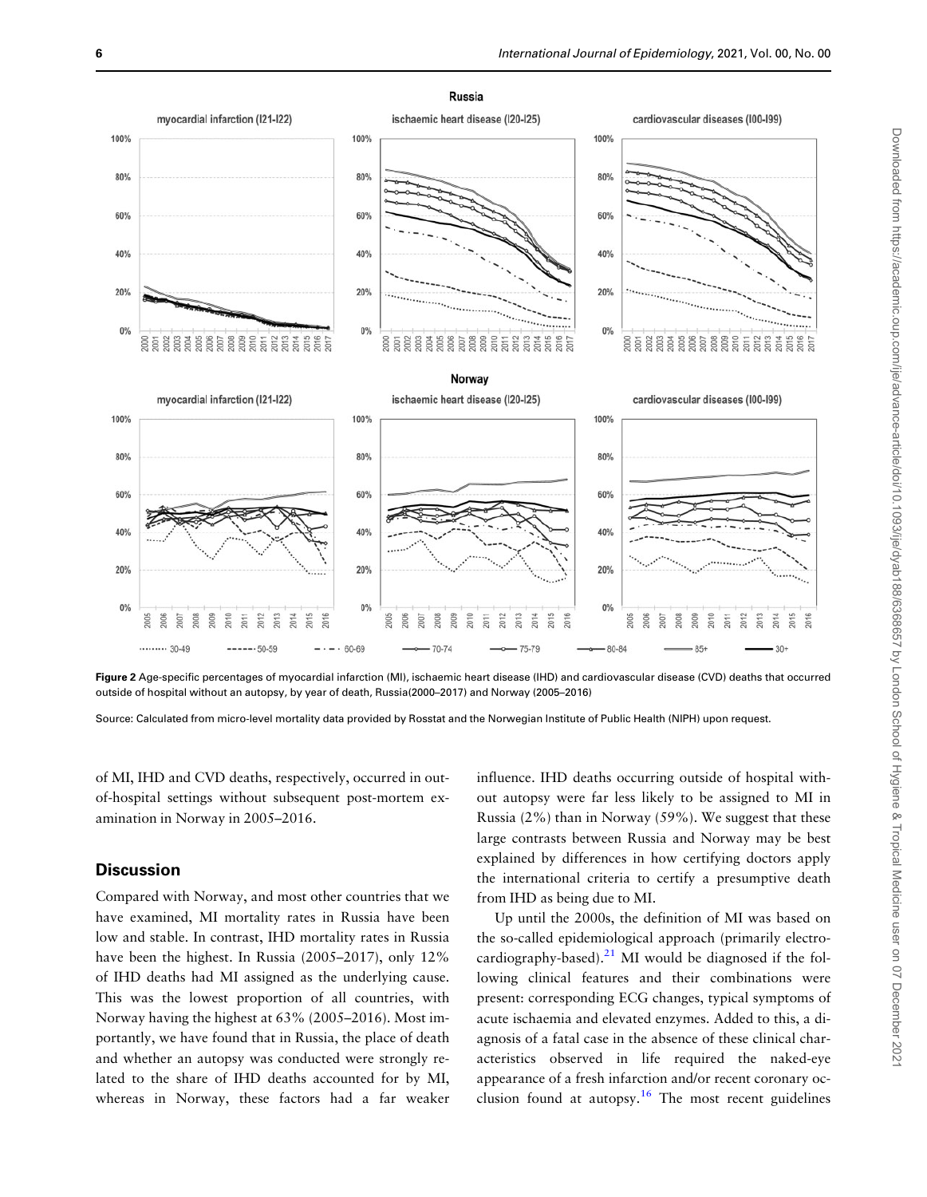**Figure 2** Age-specific percentages of myocardial infarction (MI), ischaemic heart disease (IHD) and cardiovascular disease (CVD) deaths that occurred outside of hospital without an autopsy, by year of death, Russia(2000–2017) and Norway (2005–2016)

Source: Calculated from micro-level mortality data provided by Rosstat and the Norwegian Institute of Public Health (NIPH) upon request.

of MI, IHD and CVD deaths, respectively, occurred in out-of-hospital settings without subsequent post-mortem examination in Norway in 2005–2016.

## Discussion

Compared with Norway, and most other countries that we have examined, MI mortality rates in Russia have been low and stable. In contrast, IHD mortality rates in Russia have been the highest. In Russia (2005–2017), only 12% of IHD deaths had MI assigned as the underlying cause. This was the lowest proportion of all countries, with Norway having the highest at 63% (2005–2016). Most importantly, we have found that in Russia, the place of death and whether an autopsy was conducted were strongly related to the share of IHD deaths accounted for by MI, whereas in Norway, these factors had a far weaker influence. IHD deaths occurring outside of hospital without autopsy were far less likely to be assigned to MI in Russia (2%) than in Norway (59%). We suggest that these large contrasts between Russia and Norway may be best explained by differences in how certifying doctors apply the international criteria to certify a presumptive death from IHD as being due to MI.

Up until the 2000s, the definition of MI was based on the so-called epidemiological approach (primarily electrocardiography-based).[21] MI would be diagnosed if the following clinical features and their combinations were present: corresponding ECG changes, typical symptoms of acute ischaemia and elevated enzymes. Added to this, a diagnosis of a fatal case in the absence of these clinical characteristics observed in life required the naked-eye appearance of a fresh infarction and/or recent coronary occlusion found at autopsy.[16] The most recent guidelines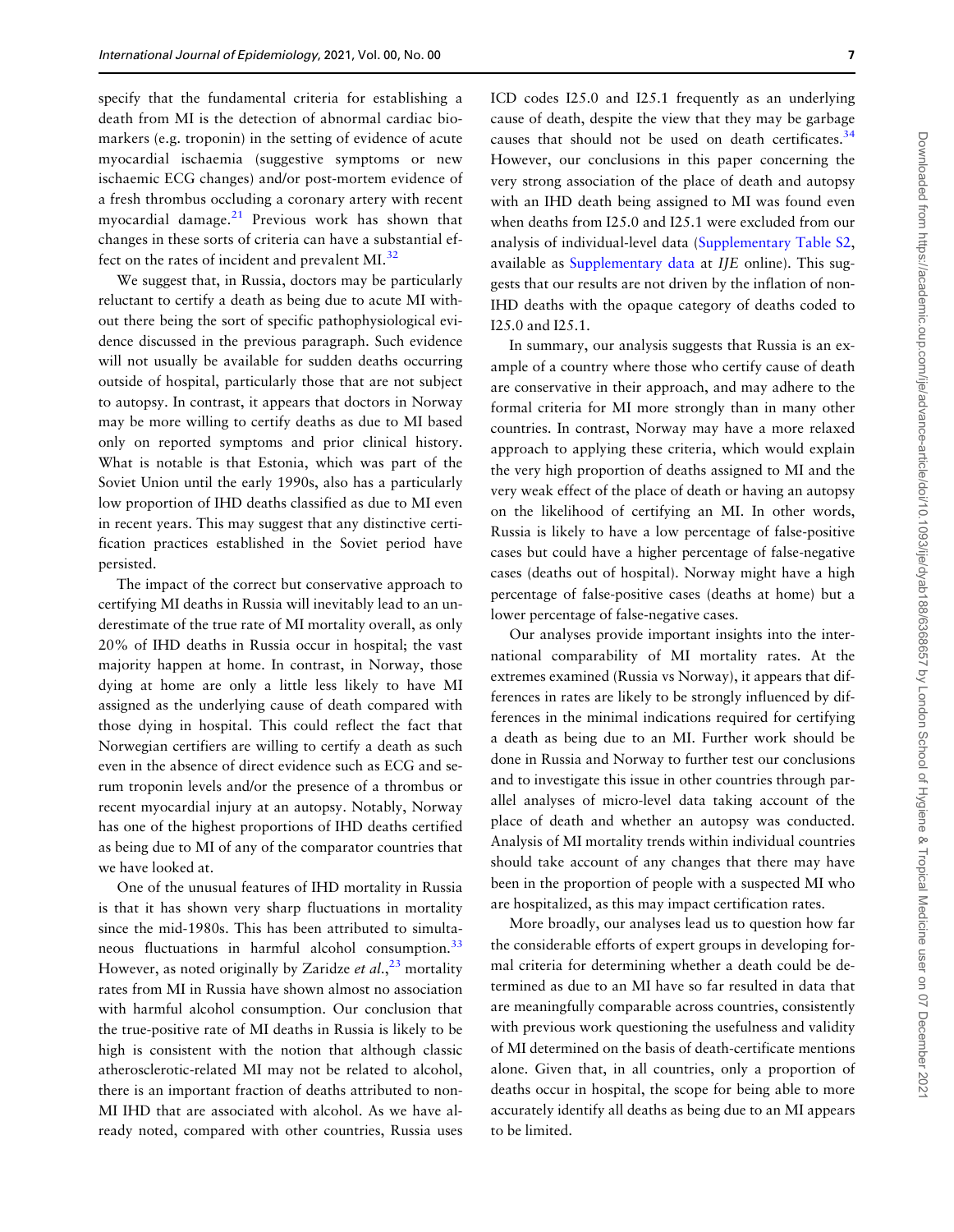specify that the fundamental criteria for establishing a death from MI is the detection of abnormal cardiac biomarkers (e.g. troponin) in the setting of evidence of acute myocardial ischaemia (suggestive symptoms or new ischaemic ECG changes) and/or post-mortem evidence of a fresh thrombus occluding a coronary artery with recent myocardial damage.[21] Previous work has shown that changes in these sorts of criteria can have a substantial effect on the rates of incident and prevalent MI.[32]

We suggest that, in Russia, doctors may be particularly reluctant to certify a death as being due to acute MI without there being the sort of specific pathophysiological evidence discussed in the previous paragraph. Such evidence will not usually be available for sudden deaths occurring outside of hospital, particularly those that are not subject to autopsy. In contrast, it appears that doctors in Norway may be more willing to certify deaths as due to MI based only on reported symptoms and prior clinical history. What is notable is that Estonia, which was part of the Soviet Union until the early 1990s, also has a particularly low proportion of IHD deaths classified as due to MI even in recent years. This may suggest that any distinctive certification practices established in the Soviet period have persisted.

The impact of the correct but conservative approach to certifying MI deaths in Russia will inevitably lead to an underestimate of the true rate of MI mortality overall, as only 20% of IHD deaths in Russia occur in hospital; the vast majority happen at home. In contrast, in Norway, those dying at home are only a little less likely to have MI assigned as the underlying cause of death compared with those dying in hospital. This could reflect the fact that Norwegian certifiers are willing to certify a death as such even in the absence of direct evidence such as ECG and serum troponin levels and/or the presence of a thrombus or recent myocardial injury at an autopsy. Notably, Norway has one of the highest proportions of IHD deaths certified as being due to MI of any of the comparator countries that we have looked at.

One of the unusual features of IHD mortality in Russia is that it has shown very sharp fluctuations in mortality since the mid-1980s. This has been attributed to simultaneous fluctuations in harmful alcohol consumption.[33] However, as noted originally by Zaridze *et al.*,[23] mortality rates from MI in Russia have shown almost no association with harmful alcohol consumption. Our conclusion that the true-positive rate of MI deaths in Russia is likely to be high is consistent with the notion that although classic atherosclerotic-related MI may not be related to alcohol, there is an important fraction of deaths attributed to non-MI IHD that are associated with alcohol. As we have already noted, compared with other countries, Russia uses ICD codes I25.0 and I25.1 frequently as an underlying cause of death, despite the view that they may be garbage causes that should not be used on death certificates.[34] However, our conclusions in this paper concerning the very strong association of the place of death and autopsy with an IHD death being assigned to MI was found even when deaths from I25.0 and I25.1 were excluded from our analysis of individual-level data (Supplementary Table S2, available as Supplementary data at *IJE* online). This suggests that our results are not driven by the inflation of non-IHD deaths with the opaque category of deaths coded to I25.0 and I25.1.

In summary, our analysis suggests that Russia is an example of a country where those who certify cause of death are conservative in their approach, and may adhere to the formal criteria for MI more strongly than in many other countries. In contrast, Norway may have a more relaxed approach to applying these criteria, which would explain the very high proportion of deaths assigned to MI and the very weak effect of the place of death or having an autopsy on the likelihood of certifying an MI. In other words, Russia is likely to have a low percentage of false-positive cases but could have a higher percentage of false-negative cases (deaths out of hospital). Norway might have a high percentage of false-positive cases (deaths at home) but a lower percentage of false-negative cases.

Our analyses provide important insights into the international comparability of MI mortality rates. At the extremes examined (Russia vs Norway), it appears that differences in rates are likely to be strongly influenced by differences in the minimal indications required for certifying a death as being due to an MI. Further work should be done in Russia and Norway to further test our conclusions and to investigate this issue in other countries through parallel analyses of micro-level data taking account of the place of death and whether an autopsy was conducted. Analysis of MI mortality trends within individual countries should take account of any changes that there may have been in the proportion of people with a suspected MI who are hospitalized, as this may impact certification rates.

More broadly, our analyses lead us to question how far the considerable efforts of expert groups in developing formal criteria for determining whether a death could be determined as due to an MI have so far resulted in data that are meaningfully comparable across countries, consistently with previous work questioning the usefulness and validity of MI determined on the basis of death-certificate mentions alone. Given that, in all countries, only a proportion of deaths occur in hospital, the scope for being able to more accurately identify all deaths as being due to an MI appears to be limited.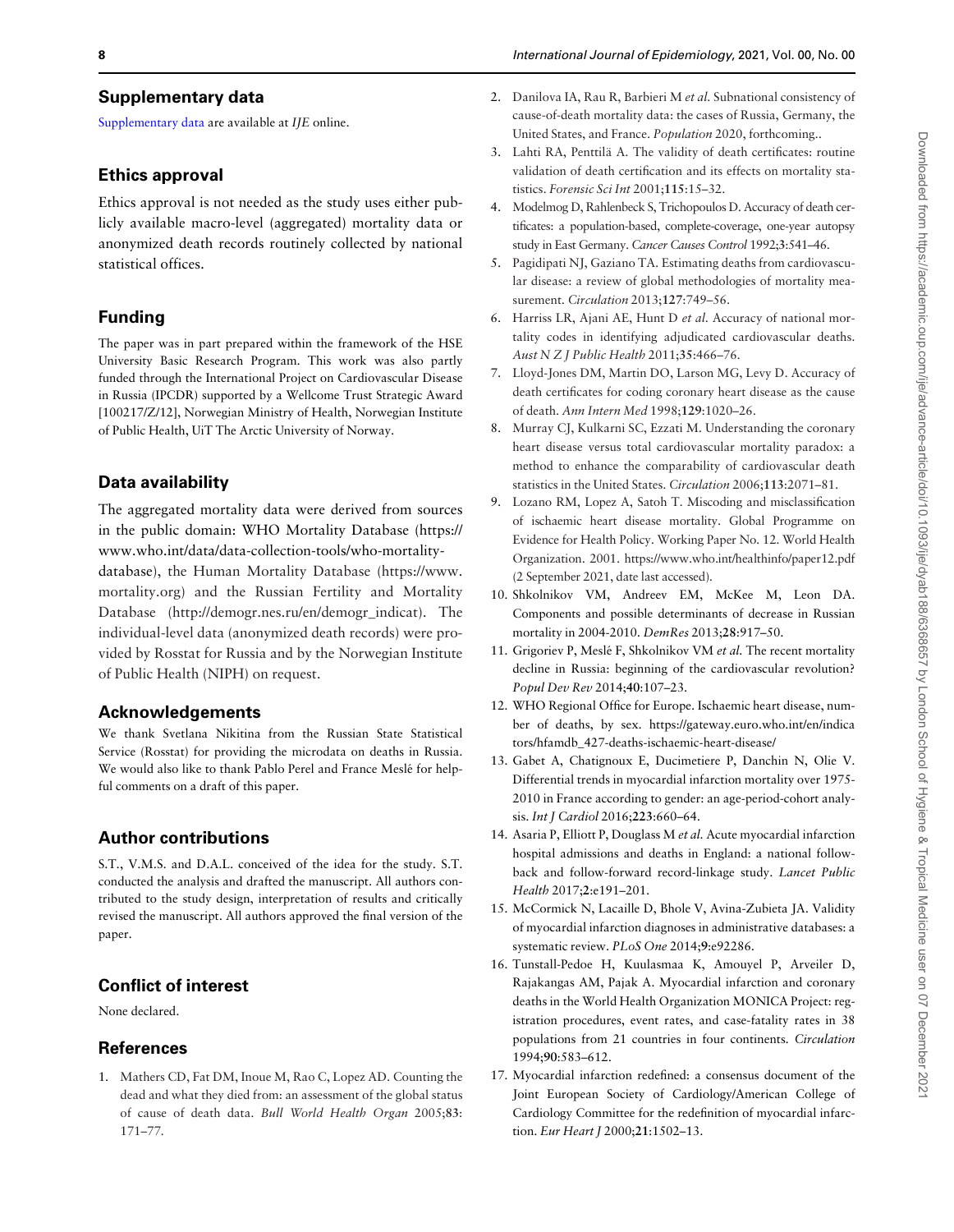## Supplementary data

Supplementary data are available at *IJE* online.

## Ethics approval

Ethics approval is not needed as the study uses either publicly available macro-level (aggregated) mortality data or anonymized death records routinely collected by national statistical offices.

## Funding

The paper was in part prepared within the framework of the HSE University Basic Research Program. This work was also partly funded through the International Project on Cardiovascular Disease in Russia (IPCDR) supported by a Wellcome Trust Strategic Award [100217/Z/12], Norwegian Ministry of Health, Norwegian Institute of Public Health, UiT The Arctic University of Norway.

## Data availability

The aggregated mortality data were derived from sources in the public domain: WHO Mortality Database (https://www.who.int/data/data-collection-tools/who-mortality-database), the Human Mortality Database (https://www.mortality.org) and the Russian Fertility and Mortality Database (http://demogr.nes.ru/en/demogr_indicat). The individual-level data (anonymized death records) were provided by Rosstat for Russia and by the Norwegian Institute of Public Health (NIPH) on request.

## Acknowledgements

We thank Svetlana Nikitina from the Russian State Statistical Service (Rosstat) for providing the microdata on deaths in Russia. We would also like to thank Pablo Perel and France Meslé for helpful comments on a draft of this paper.

## Author contributions

S.T., V.M.S. and D.A.L. conceived of the idea for the study. S.T. conducted the analysis and drafted the manuscript. All authors contributed to the study design, interpretation of results and critically revised the manuscript. All authors approved the final version of the paper.

## Conflict of interest

None declared.

## References

1. Mathers CD, Fat DM, Inoue M, Rao C, Lopez AD. Counting the dead and what they died from: an assessment of the global status of cause of death data. *Bull World Health Organ* 2005;**83**: 171–77.
2. Danilova IA, Rau R, Barbieri M *et al*. Subnational consistency of cause-of-death mortality data: the cases of Russia, Germany, the United States, and France. *Population* 2020, forthcoming..
3. Lahti RA, Penttilä A. The validity of death certificates: routine validation of death certification and its effects on mortality statistics. *Forensic Sci Int* 2001;**115**:15–32.
4. Modelmog D, Rahlenbeck S, Trichopoulos D. Accuracy of death certificates: a population-based, complete-coverage, one-year autopsy study in East Germany. *Cancer Causes Control* 1992;**3**:541–46.
5. Pagidipati NJ, Gaziano TA. Estimating deaths from cardiovascular disease: a review of global methodologies of mortality measurement. *Circulation* 2013;**127**:749–56.
6. Harriss LR, Ajani AE, Hunt D *et al*. Accuracy of national mortality codes in identifying adjudicated cardiovascular deaths. *Aust N Z J Public Health* 2011;**35**:466–76.
7. Lloyd-Jones DM, Martin DO, Larson MG, Levy D. Accuracy of death certificates for coding coronary heart disease as the cause of death. *Ann Intern Med* 1998;**129**:1020–26.
8. Murray CJ, Kulkarni SC, Ezzati M. Understanding the coronary heart disease versus total cardiovascular mortality paradox: a method to enhance the comparability of cardiovascular death statistics in the United States. *Circulation* 2006;**113**:2071–81.
9. Lozano RM, Lopez A, Satoh T. Miscoding and misclassification of ischaemic heart disease mortality. Global Programme on Evidence for Health Policy. Working Paper No. 12. World Health Organization. 2001. https://www.who.int/healthinfo/paper12.pdf (2 September 2021, date last accessed).
10. Shkolnikov VM, Andreev EM, McKee M, Leon DA. Components and possible determinants of decrease in Russian mortality in 2004-2010. *DemRes* 2013;**28**:917–50.
11. Grigoriev P, Meslé F, Shkolnikov VM *et al*. The recent mortality decline in Russia: beginning of the cardiovascular revolution? *Popul Dev Rev* 2014;**40**:107–23.
12. WHO Regional Office for Europe. Ischaemic heart disease, number of deaths, by sex. https://gateway.euro.who.int/en/indicators/hfamdb_427-deaths-ischaemic-heart-disease/
13. Gabet A, Chatignoux E, Ducimetiere P, Danchin N, Olie V. Differential trends in myocardial infarction mortality over 1975-2010 in France according to gender: an age-period-cohort analysis. *Int J Cardiol* 2016;**223**:660–64.
14. Asaria P, Elliott P, Douglass M *et al*. Acute myocardial infarction hospital admissions and deaths in England: a national follow-back and follow-forward record-linkage study. *Lancet Public Health* 2017;**2**:e191–201.
15. McCormick N, Lacaille D, Bhole V, Avina-Zubieta JA. Validity of myocardial infarction diagnoses in administrative databases: a systematic review. *PLoS One* 2014;**9**:e92286.
16. Tunstall-Pedoe H, Kuulasmaa K, Amouyel P, Arveiler D, Rajakangas AM, Pajak A. Myocardial infarction and coronary deaths in the World Health Organization MONICA Project: registration procedures, event rates, and case-fatality rates in 38 populations from 21 countries in four continents. *Circulation* 1994;**90**:583–612.
17. Myocardial infarction redefined: a consensus document of the Joint European Society of Cardiology/American College of Cardiology Committee for the redefinition of myocardial infarction. *Eur Heart J* 2000;**21**:1502–13.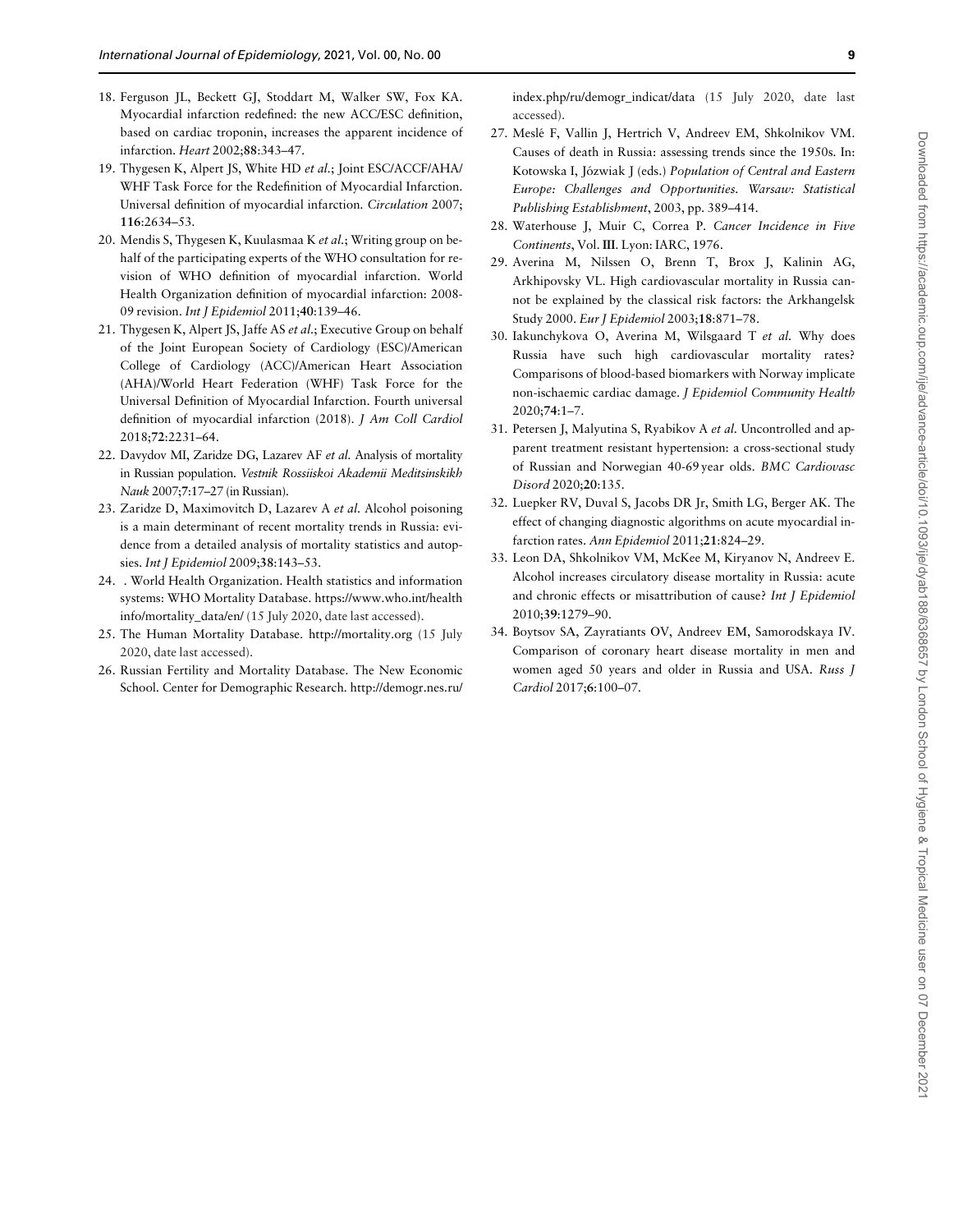18. Ferguson JL, Beckett GJ, Stoddart M, Walker SW, Fox KA. Myocardial infarction redefined: the new ACC/ESC definition, based on cardiac troponin, increases the apparent incidence of infarction. *Heart* 2002;**88**:343–47.
19. Thygesen K, Alpert JS, White HD *et al.*; Joint ESC/ACCF/AHA/WHF Task Force for the Redefinition of Myocardial Infarction. Universal definition of myocardial infarction. *Circulation* 2007; **116**:2634–53.
20. Mendis S, Thygesen K, Kuulasmaa K *et al.*; Writing group on behalf of the participating experts of the WHO consultation for revision of WHO definition of myocardial infarction. World Health Organization definition of myocardial infarction: 2008-09 revision. *Int J Epidemiol* 2011;**40**:139–46.
21. Thygesen K, Alpert JS, Jaffe AS *et al.*; Executive Group on behalf of the Joint European Society of Cardiology (ESC)/American College of Cardiology (ACC)/American Heart Association (AHA)/World Heart Federation (WHF) Task Force for the Universal Definition of Myocardial Infarction. Fourth universal definition of myocardial infarction (2018). *J Am Coll Cardiol* 2018;**72**:2231–64.
22. Davydov MI, Zaridze DG, Lazarev AF *et al.* Analysis of mortality in Russian population. *Vestnik Rossiiskoi Akademii Meditsinskikh Nauk* 2007;**7**:17–27 (in Russian).
23. Zaridze D, Maximovitch D, Lazarev A *et al.* Alcohol poisoning is a main determinant of recent mortality trends in Russia: evidence from a detailed analysis of mortality statistics and autopsies. *Int J Epidemiol* 2009;**38**:143–53.
24. . World Health Organization. Health statistics and information systems: WHO Mortality Database. https://www.who.int/healthinfo/mortality_data/en/ (15 July 2020, date last accessed).
25. The Human Mortality Database. http://mortality.org (15 July 2020, date last accessed).
26. Russian Fertility and Mortality Database. The New Economic School. Center for Demographic Research. http://demogr.nes.ru/index.php/ru/demogr_indicat/data (15 July 2020, date last accessed).
27. Meslé F, Vallin J, Hertrich V, Andreev EM, Shkolnikov VM. Causes of death in Russia: assessing trends since the 1950s. In: Kotowska I, Józwiak J (eds.) *Population of Central and Eastern Europe: Challenges and Opportunities. Warsaw: Statistical Publishing Establishment*, 2003, pp. 389–414.
28. Waterhouse J, Muir C, Correa P. *Cancer Incidence in Five Continents*, Vol. **III**. Lyon: IARC, 1976.
29. Averina M, Nilssen O, Brenn T, Brox J, Kalinin AG, Arkhipovsky VL. High cardiovascular mortality in Russia cannot be explained by the classical risk factors: the Arkhangelsk Study 2000. *Eur J Epidemiol* 2003;**18**:871–78.
30. Iakunchykova O, Averina M, Wilsgaard T *et al.* Why does Russia have such high cardiovascular mortality rates? Comparisons of blood-based biomarkers with Norway implicate non-ischaemic cardiac damage. *J Epidemiol Community Health* 2020;**74**:1–7.
31. Petersen J, Malyutina S, Ryabikov A *et al.* Uncontrolled and apparent treatment resistant hypertension: a cross-sectional study of Russian and Norwegian 40-69 year olds. *BMC Cardiovasc Disord* 2020;**20**:135.
32. Luepker RV, Duval S, Jacobs DR Jr, Smith LG, Berger AK. The effect of changing diagnostic algorithms on acute myocardial infarction rates. *Ann Epidemiol* 2011;**21**:824–29.
33. Leon DA, Shkolnikov VM, McKee M, Kiryanov N, Andreev E. Alcohol increases circulatory disease mortality in Russia: acute and chronic effects or misattribution of cause? *Int J Epidemiol* 2010;**39**:1279–90.
34. Boytsov SA, Zayratiants OV, Andreev EM, Samorodskaya IV. Comparison of coronary heart disease mortality in men and women aged 50 years and older in Russia and USA. *Russ J Cardiol* 2017;**6**:100–07.